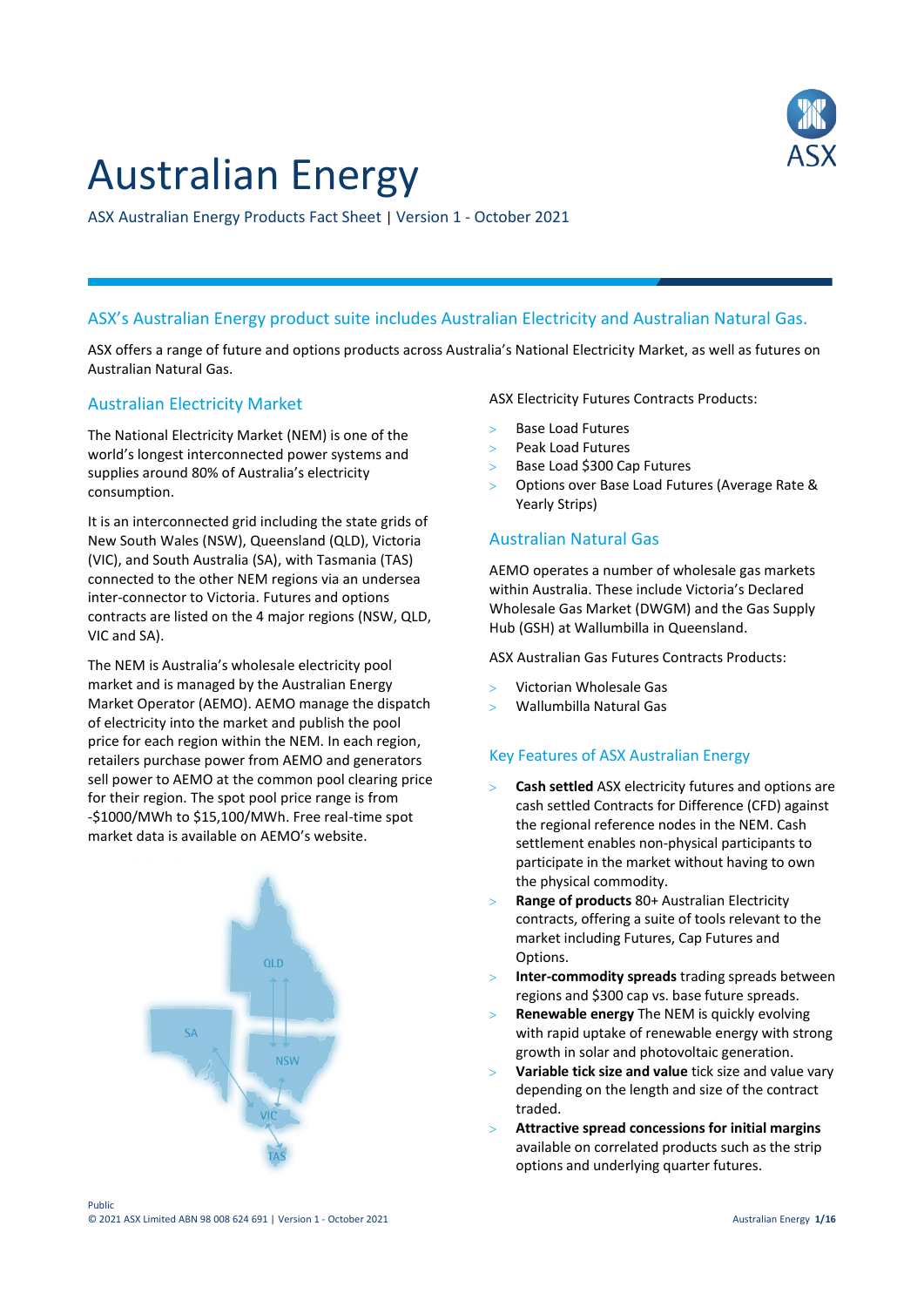# Australian Energy

ASX Australian Energy Products Fact Sheet | Version 1 - October 2021

## ASX's Australian Energy product suite includes Australian Electricity and Australian Natural Gas.

ASX offers a range of future and options products across Australia's National Electricity Market, as well as futures on Australian Natural Gas.

### Australian Electricity Market

The National Electricity Market (NEM) is one of the world's longest interconnected power systems and supplies around 80% of Australia's electricity consumption.

It is an interconnected grid including the state grids of New South Wales (NSW), Queensland (QLD), Victoria (VIC), and South Australia (SA), with Tasmania (TAS) connected to the other NEM regions via an undersea inter-connector to Victoria. Futures and options contracts are listed on the 4 major regions (NSW, QLD, VIC and SA).

The NEM is Australia's wholesale electricity pool market and is managed by the Australian Energy Market Operator (AEMO). AEMO manage the dispatch of electricity into the market and publish the pool price for each region within the NEM. In each region, retailers purchase power from AEMO and generators sell power to AEMO at the common pool clearing price for their region. The spot pool price range is from -$1000/MWh to $15,100/MWh. Free real-time spot market data is available on AEMO's website.

ASX Electricity Futures Contracts Products:

- Base Load Futures
- Peak Load Futures
- Base Load $300 Cap Futures
- Options over Base Load Futures (Average Rate & Yearly Strips)

### Australian Natural Gas

AEMO operates a number of wholesale gas markets within Australia. These include Victoria's Declared Wholesale Gas Market (DWGM) and the Gas Supply Hub (GSH) at Wallumbilla in Queensland.

ASX Australian Gas Futures Contracts Products:

- Victorian Wholesale Gas
- Wallumbilla Natural Gas

### Key Features of ASX Australian Energy

- **Cash settled** ASX electricity futures and options are cash settled Contracts for Difference (CFD) against the regional reference nodes in the NEM. Cash settlement enables non-physical participants to participate in the market without having to own the physical commodity.
- **Range of products** 80+ Australian Electricity contracts, offering a suite of tools relevant to the market including Futures, Cap Futures and Options.
- **Inter-commodity spreads** trading spreads between regions and $300 cap vs. base future spreads.
- **Renewable energy** The NEM is quickly evolving with rapid uptake of renewable energy with strong growth in solar and photovoltaic generation.
- **Variable tick size and value** tick size and value vary depending on the length and size of the contract traded.
- **Attractive spread concessions for initial margins** available on correlated products such as the strip options and underlying quarter futures.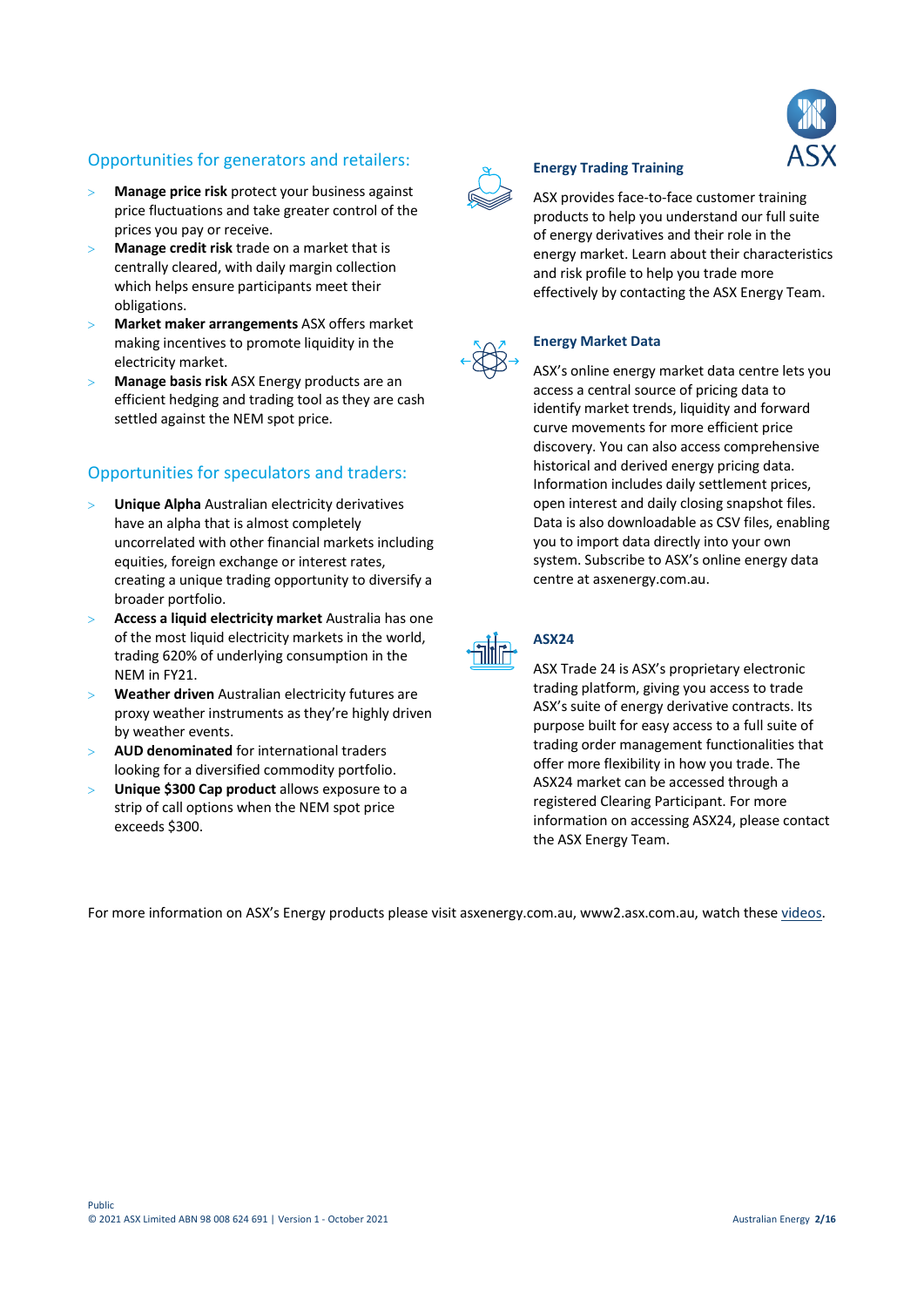## Opportunities for generators and retailers:

- **Manage price risk** protect your business against price fluctuations and take greater control of the prices you pay or receive.
- **Manage credit risk** trade on a market that is centrally cleared, with daily margin collection which helps ensure participants meet their obligations.
- **Market maker arrangements** ASX offers market making incentives to promote liquidity in the electricity market.
- **Manage basis risk** ASX Energy products are an efficient hedging and trading tool as they are cash settled against the NEM spot price.

## Opportunities for speculators and traders:

- **Unique Alpha** Australian electricity derivatives have an alpha that is almost completely uncorrelated with other financial markets including equities, foreign exchange or interest rates, creating a unique trading opportunity to diversify a broader portfolio.
- **Access a liquid electricity market** Australia has one of the most liquid electricity markets in the world, trading 620% of underlying consumption in the NEM in FY21.
- **Weather driven** Australian electricity futures are proxy weather instruments as they're highly driven by weather events.
- **AUD denominated** for international traders looking for a diversified commodity portfolio.
- **Unique $300 Cap product** allows exposure to a strip of call options when the NEM spot price exceeds $300.

### Energy Trading Training

ASX provides face-to-face customer training products to help you understand our full suite of energy derivatives and their role in the energy market. Learn about their characteristics and risk profile to help you trade more effectively by contacting the ASX Energy Team.

### Energy Market Data

ASX's online energy market data centre lets you access a central source of pricing data to identify market trends, liquidity and forward curve movements for more efficient price discovery. You can also access comprehensive historical and derived energy pricing data. Information includes daily settlement prices, open interest and daily closing snapshot files. Data is also downloadable as CSV files, enabling you to import data directly into your own system. Subscribe to ASX's online energy data centre at asxenergy.com.au.

### ASX24

ASX Trade 24 is ASX's proprietary electronic trading platform, giving you access to trade ASX's suite of energy derivative contracts. Its purpose built for easy access to a full suite of trading order management functionalities that offer more flexibility in how you trade. The ASX24 market can be accessed through a registered Clearing Participant. For more information on accessing ASX24, please contact the ASX Energy Team.

For more information on ASX's Energy products please visit asxenergy.com.au, www2.asx.com.au, watch these videos.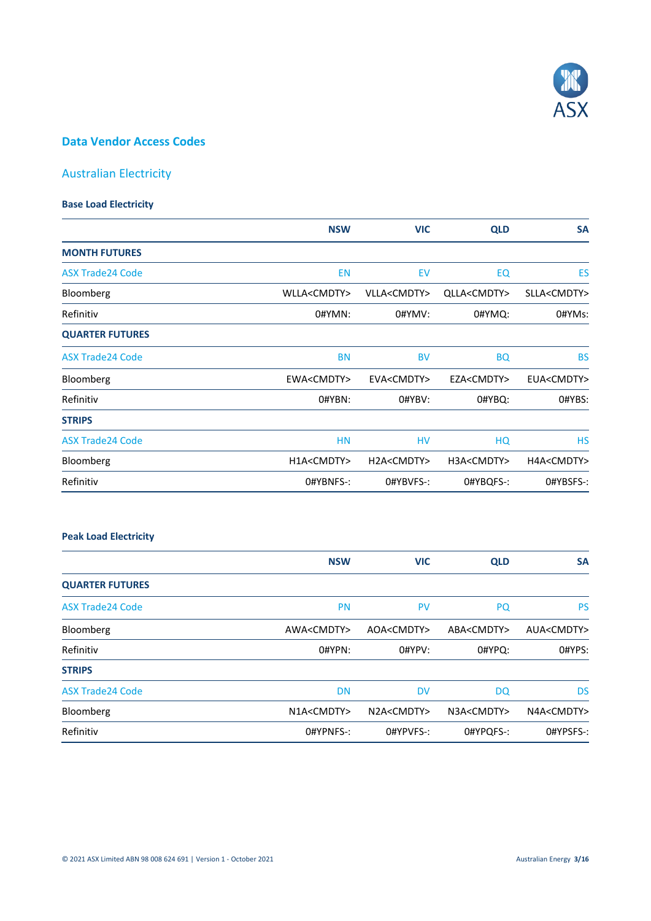## Data Vendor Access Codes

### Australian Electricity

#### Base Load Electricity

| | NSW | VIC | QLD | SA |
|---|---|---|---|---|
| **MONTH FUTURES** | | | | |
| ASX Trade24 Code | EN | EV | EQ | ES |
| Bloomberg | WLLA<CMDTY> | VLLA<CMDTY> | QLLA<CMDTY> | SLLA<CMDTY> |
| Refinitiv | 0#YMN: | 0#YMV: | 0#YMQ: | 0#YMs: |
| **QUARTER FUTURES** | | | | |
| ASX Trade24 Code | BN | BV | BQ | BS |
| Bloomberg | EWA<CMDTY> | EVA<CMDTY> | EZA<CMDTY> | EUA<CMDTY> |
| Refinitiv | 0#YBN: | 0#YBV: | 0#YBQ: | 0#YBS: |
| **STRIPS** | | | | |
| ASX Trade24 Code | HN | HV | HQ | HS |
| Bloomberg | H1A<CMDTY> | H2A<CMDTY> | H3A<CMDTY> | H4A<CMDTY> |
| Refinitiv | 0#YBNFS-: | 0#YBVFS-: | 0#YBQFS-: | 0#YBSFS-: |

#### Peak Load Electricity

| | NSW | VIC | QLD | SA |
|---|---|---|---|---|
| **QUARTER FUTURES** | | | | |
| ASX Trade24 Code | PN | PV | PQ | PS |
| Bloomberg | AWA<CMDTY> | AOA<CMDTY> | ABA<CMDTY> | AUA<CMDTY> |
| Refinitiv | 0#YPN: | 0#YPV: | 0#YPQ: | 0#YPS: |
| **STRIPS** | | | | |
| ASX Trade24 Code | DN | DV | DQ | DS |
| Bloomberg | N1A<CMDTY> | N2A<CMDTY> | N3A<CMDTY> | N4A<CMDTY> |
| Refinitiv | 0#YPNFS-: | 0#YPVFS-: | 0#YPQFS-: | 0#YPSFS-: |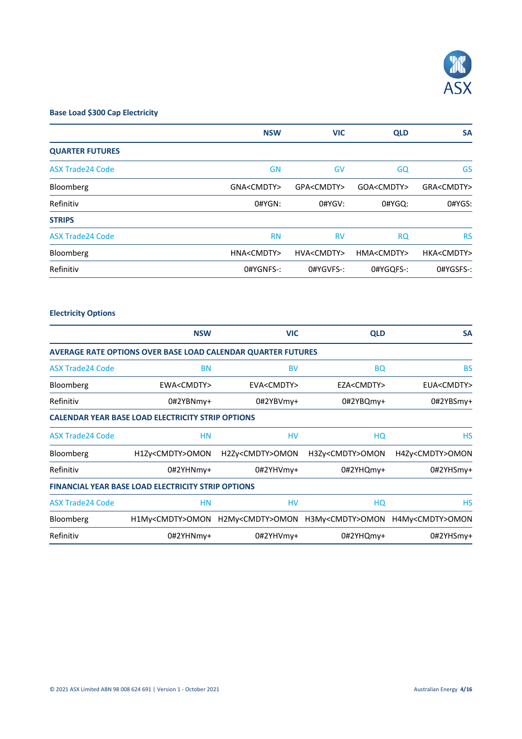### Base Load $300 Cap Electricity

| | NSW | VIC | QLD | SA |
|---|---|---|---|---|
| **QUARTER FUTURES** | | | | |
| ASX Trade24 Code | GN | GV | GQ | GS |
| Bloomberg | GNA<CMDTY> | GPA<CMDTY> | GOA<CMDTY> | GRA<CMDTY> |
| Refinitiv | 0#YGN: | 0#YGV: | 0#YGQ: | 0#YGS: |
| **STRIPS** | | | | |
| ASX Trade24 Code | RN | RV | RQ | RS |
| Bloomberg | HNA<CMDTY> | HVA<CMDTY> | HMA<CMDTY> | HKA<CMDTY> |
| Refinitiv | 0#YGNFS-: | 0#YGVFS-: | 0#YGQFS-: | 0#YGSFS-: |

### Electricity Options

| | NSW | VIC | QLD | SA |
|---|---|---|---|---|
| **AVERAGE RATE OPTIONS OVER BASE LOAD CALENDAR QUARTER FUTURES** | | | | |
| ASX Trade24 Code | BN | BV | BQ | BS |
| Bloomberg | EWA<CMDTY> | EVA<CMDTY> | EZA<CMDTY> | EUA<CMDTY> |
| Refinitiv | 0#2YBNmy+ | 0#2YBVmy+ | 0#2YBQmy+ | 0#2YBSmy+ |
| **CALENDAR YEAR BASE LOAD ELECTRICITY STRIP OPTIONS** | | | | |
| ASX Trade24 Code | HN | HV | HQ | HS |
| Bloomberg | H1Zy<CMDTY>OMON | H2Zy<CMDTY>OMON | H3Zy<CMDTY>OMON | H4Zy<CMDTY>OMON |
| Refinitiv | 0#2YHNmy+ | 0#2YHVmy+ | 0#2YHQmy+ | 0#2YHSmy+ |
| **FINANCIAL YEAR BASE LOAD ELECTRICITY STRIP OPTIONS** | | | | |
| ASX Trade24 Code | HN | HV | HQ | HS |
| Bloomberg | H1My<CMDTY>OMON | H2My<CMDTY>OMON | H3My<CMDTY>OMON | H4My<CMDTY>OMON |
| Refinitiv | 0#2YHNmy+ | 0#2YHVmy+ | 0#2YHQmy+ | 0#2YHSmy+ |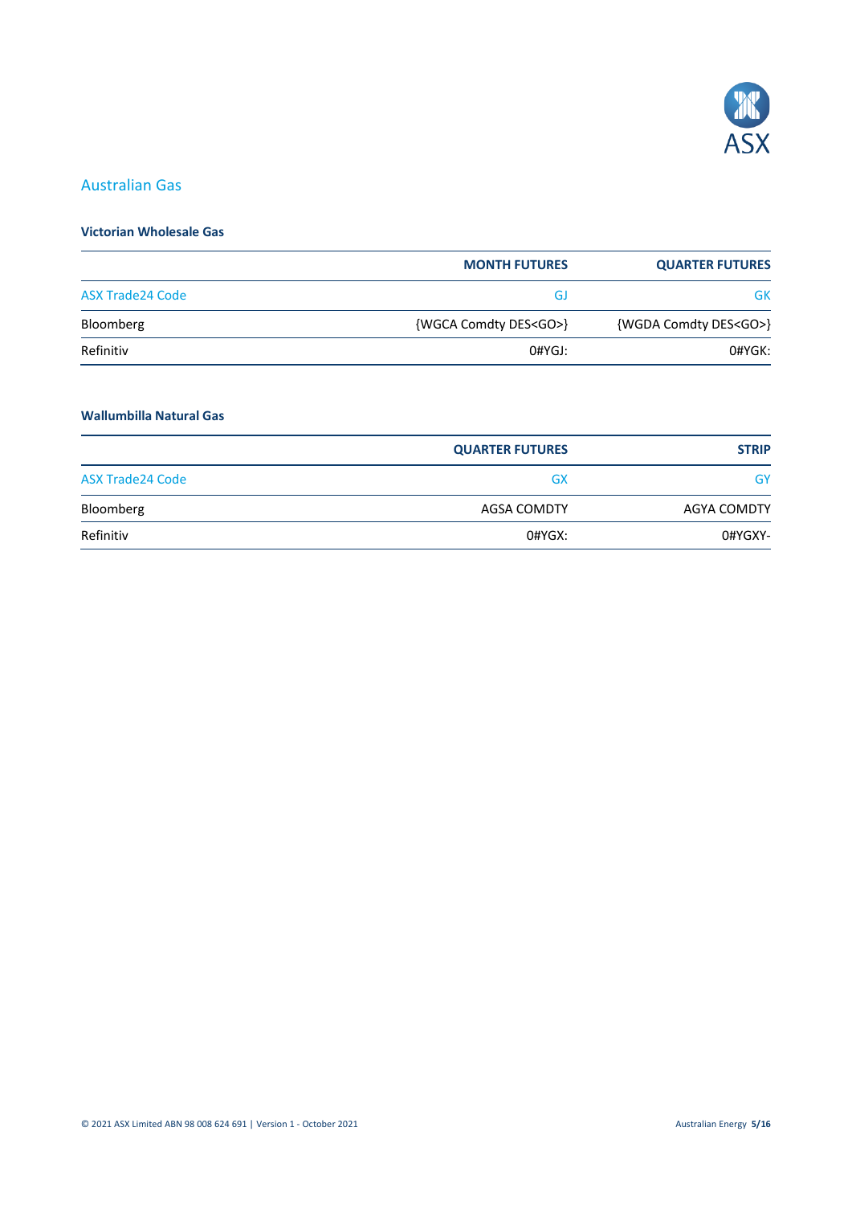## Australian Gas

### Victorian Wholesale Gas

| | MONTH FUTURES | QUARTER FUTURES |
|---|---|---|
| ASX Trade24 Code | GJ | GK |
| Bloomberg | {WGCA Comdty DES<GO>} | {WGDA Comdty DES<GO>} |
| Refinitiv | 0#YGJ: | 0#YGK: |

### Wallumbilla Natural Gas

| | QUARTER FUTURES | STRIP |
|---|---|---|
| ASX Trade24 Code | GX | GY |
| Bloomberg | AGSA COMDTY | AGYA COMDTY |
| Refinitiv | 0#YGX: | 0#YGXY- |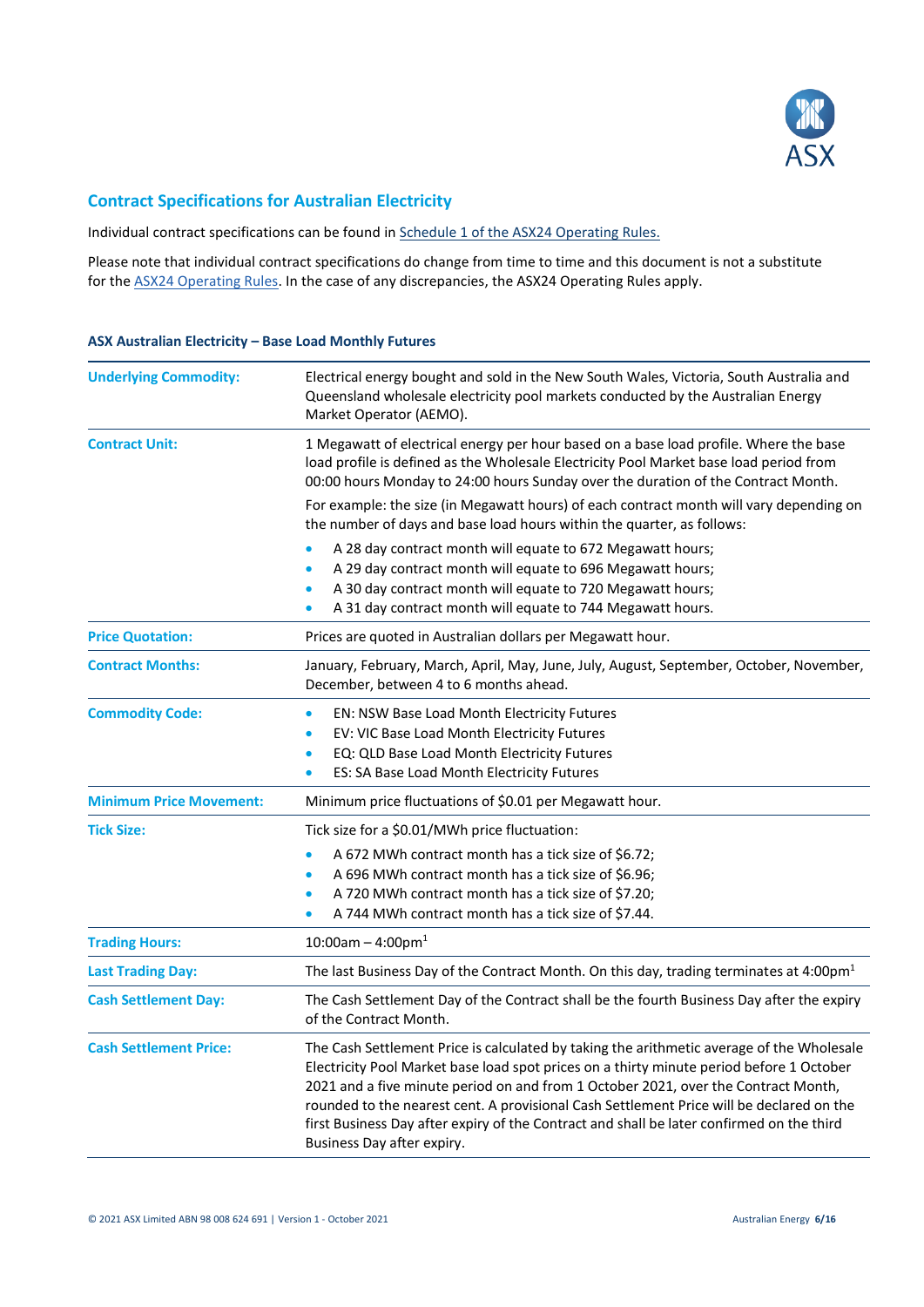## Contract Specifications for Australian Electricity

Individual contract specifications can be found in Schedule 1 of the ASX24 Operating Rules.

Please note that individual contract specifications do change from time to time and this document is not a substitute for the ASX24 Operating Rules. In the case of any discrepancies, the ASX24 Operating Rules apply.

### ASX Australian Electricity – Base Load Monthly Futures

| | |
|---|---|
| **Underlying Commodity:** | Electrical energy bought and sold in the New South Wales, Victoria, South Australia and Queensland wholesale electricity pool markets conducted by the Australian Energy Market Operator (AEMO). |
| **Contract Unit:** | 1 Megawatt of electrical energy per hour based on a base load profile. Where the base load profile is defined as the Wholesale Electricity Pool Market base load period from 00:00 hours Monday to 24:00 hours Sunday over the duration of the Contract Month.<br><br>For example: the size (in Megawatt hours) of each contract month will vary depending on the number of days and base load hours within the quarter, as follows:<br>• A 28 day contract month will equate to 672 Megawatt hours;<br>• A 29 day contract month will equate to 696 Megawatt hours;<br>• A 30 day contract month will equate to 720 Megawatt hours;<br>• A 31 day contract month will equate to 744 Megawatt hours. |
| **Price Quotation:** | Prices are quoted in Australian dollars per Megawatt hour. |
| **Contract Months:** | January, February, March, April, May, June, July, August, September, October, November, December, between 4 to 6 months ahead. |
| **Commodity Code:** | • EN: NSW Base Load Month Electricity Futures<br>• EV: VIC Base Load Month Electricity Futures<br>• EQ: QLD Base Load Month Electricity Futures<br>• ES: SA Base Load Month Electricity Futures |
| **Minimum Price Movement:** | Minimum price fluctuations of $0.01 per Megawatt hour. |
| **Tick Size:** | Tick size for a $0.01/MWh price fluctuation:<br>• A 672 MWh contract month has a tick size of $6.72;<br>• A 696 MWh contract month has a tick size of $6.96;<br>• A 720 MWh contract month has a tick size of $7.20;<br>• A 744 MWh contract month has a tick size of $7.44. |
| **Trading Hours:** | 10:00am – 4:00pm[1] |
| **Last Trading Day:** | The last Business Day of the Contract Month. On this day, trading terminates at 4:00pm[1] |
| **Cash Settlement Day:** | The Cash Settlement Day of the Contract shall be the fourth Business Day after the expiry of the Contract Month. |
| **Cash Settlement Price:** | The Cash Settlement Price is calculated by taking the arithmetic average of the Wholesale Electricity Pool Market base load spot prices on a thirty minute period before 1 October 2021 and a five minute period on and from 1 October 2021, over the Contract Month, rounded to the nearest cent. A provisional Cash Settlement Price will be declared on the first Business Day after expiry of the Contract and shall be later confirmed on the third Business Day after expiry. |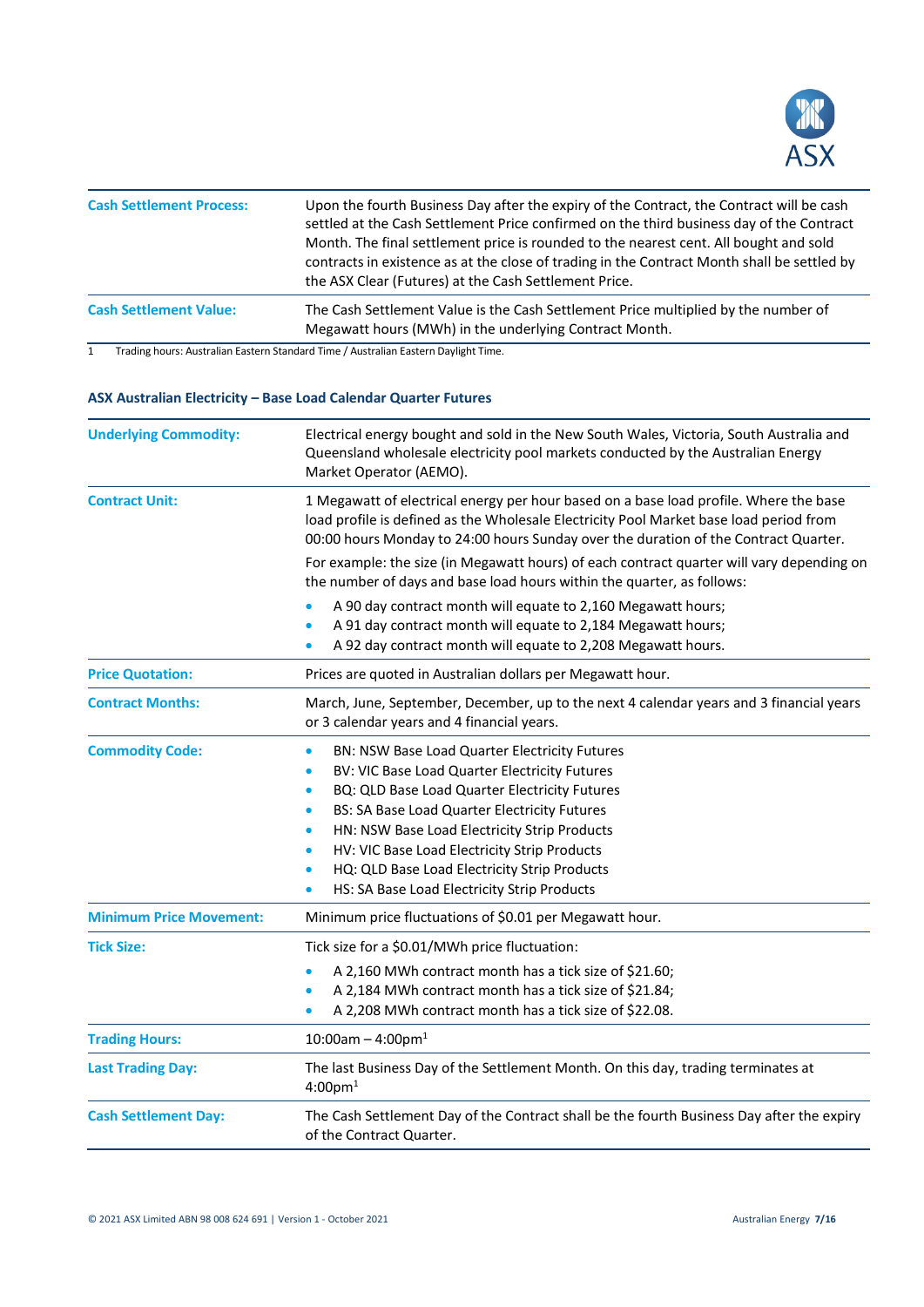| | |
|---|---|
| **Cash Settlement Process:** | Upon the fourth Business Day after the expiry of the Contract, the Contract will be cash settled at the Cash Settlement Price confirmed on the third business day of the Contract Month. The final settlement price is rounded to the nearest cent. All bought and sold contracts in existence as at the close of trading in the Contract Month shall be settled by the ASX Clear (Futures) at the Cash Settlement Price. |
| **Cash Settlement Value:** | The Cash Settlement Value is the Cash Settlement Price multiplied by the number of Megawatt hours (MWh) in the underlying Contract Month. |

1 Trading hours: Australian Eastern Standard Time / Australian Eastern Daylight Time.

### ASX Australian Electricity – Base Load Calendar Quarter Futures

| | |
|---|---|
| **Underlying Commodity:** | Electrical energy bought and sold in the New South Wales, Victoria, South Australia and Queensland wholesale electricity pool markets conducted by the Australian Energy Market Operator (AEMO). |
| **Contract Unit:** | 1 Megawatt of electrical energy per hour based on a base load profile. Where the base load profile is defined as the Wholesale Electricity Pool Market base load period from 00:00 hours Monday to 24:00 hours Sunday over the duration of the Contract Quarter. For example: the size (in Megawatt hours) of each contract quarter will vary depending on the number of days and base load hours within the quarter, as follows: <br>• A 90 day contract month will equate to 2,160 Megawatt hours;<br>• A 91 day contract month will equate to 2,184 Megawatt hours;<br>• A 92 day contract month will equate to 2,208 Megawatt hours. |
| **Price Quotation:** | Prices are quoted in Australian dollars per Megawatt hour. |
| **Contract Months:** | March, June, September, December, up to the next 4 calendar years and 3 financial years or 3 calendar years and 4 financial years. |
| **Commodity Code:** | • BN: NSW Base Load Quarter Electricity Futures<br>• BV: VIC Base Load Quarter Electricity Futures<br>• BQ: QLD Base Load Quarter Electricity Futures<br>• BS: SA Base Load Quarter Electricity Futures<br>• HN: NSW Base Load Electricity Strip Products<br>• HV: VIC Base Load Electricity Strip Products<br>• HQ: QLD Base Load Electricity Strip Products<br>• HS: SA Base Load Electricity Strip Products |
| **Minimum Price Movement:** | Minimum price fluctuations of $0.01 per Megawatt hour. |
| **Tick Size:** | Tick size for a $0.01/MWh price fluctuation:<br>• A 2,160 MWh contract month has a tick size of $21.60;<br>• A 2,184 MWh contract month has a tick size of $21.84;<br>• A 2,208 MWh contract month has a tick size of $22.08. |
| **Trading Hours:** | 10:00am – 4:00pm[1] |
| **Last Trading Day:** | The last Business Day of the Settlement Month. On this day, trading terminates at 4:00pm[1] |
| **Cash Settlement Day:** | The Cash Settlement Day of the Contract shall be the fourth Business Day after the expiry of the Contract Quarter. |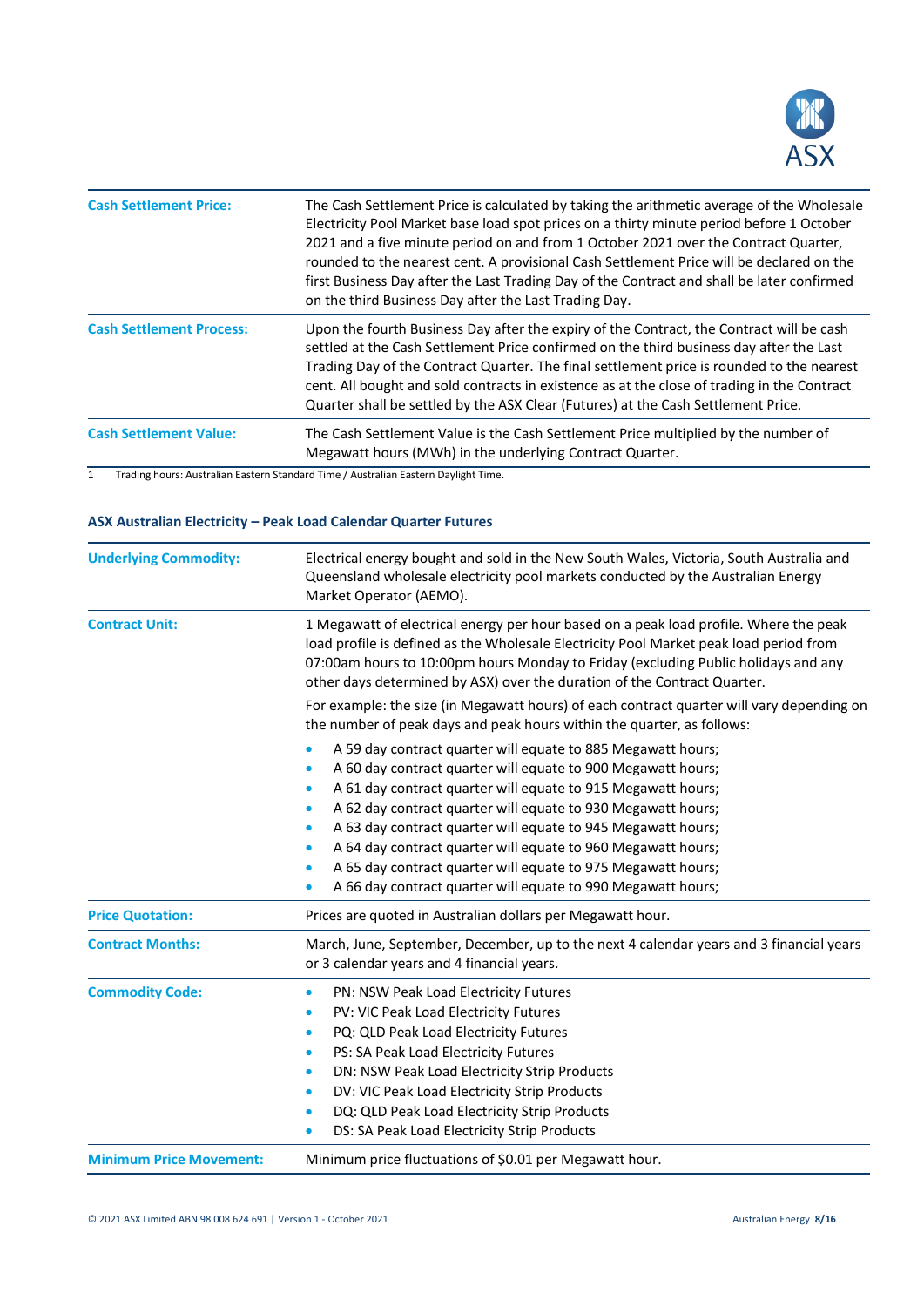| | |
|---|---|
| **Cash Settlement Price:** | The Cash Settlement Price is calculated by taking the arithmetic average of the Wholesale Electricity Pool Market base load spot prices on a thirty minute period before 1 October 2021 and a five minute period on and from 1 October 2021 over the Contract Quarter, rounded to the nearest cent. A provisional Cash Settlement Price will be declared on the first Business Day after the Last Trading Day of the Contract and shall be later confirmed on the third Business Day after the Last Trading Day. |
| **Cash Settlement Process:** | Upon the fourth Business Day after the expiry of the Contract, the Contract will be cash settled at the Cash Settlement Price confirmed on the third business day after the Last Trading Day of the Contract Quarter. The final settlement price is rounded to the nearest cent. All bought and sold contracts in existence as at the close of trading in the Contract Quarter shall be settled by the ASX Clear (Futures) at the Cash Settlement Price. |
| **Cash Settlement Value:** | The Cash Settlement Value is the Cash Settlement Price multiplied by the number of Megawatt hours (MWh) in the underlying Contract Quarter. |

1 Trading hours: Australian Eastern Standard Time / Australian Eastern Daylight Time.

### ASX Australian Electricity – Peak Load Calendar Quarter Futures

| | |
|---|---|
| **Underlying Commodity:** | Electrical energy bought and sold in the New South Wales, Victoria, South Australia and Queensland wholesale electricity pool markets conducted by the Australian Energy Market Operator (AEMO). |
| **Contract Unit:** | 1 Megawatt of electrical energy per hour based on a peak load profile. Where the peak load profile is defined as the Wholesale Electricity Pool Market peak load period from 07:00am hours to 10:00pm hours Monday to Friday (excluding Public holidays and any other days determined by ASX) over the duration of the Contract Quarter.<br><br>For example: the size (in Megawatt hours) of each contract quarter will vary depending on the number of peak days and peak hours within the quarter, as follows:<br>• A 59 day contract quarter will equate to 885 Megawatt hours;<br>• A 60 day contract quarter will equate to 900 Megawatt hours;<br>• A 61 day contract quarter will equate to 915 Megawatt hours;<br>• A 62 day contract quarter will equate to 930 Megawatt hours;<br>• A 63 day contract quarter will equate to 945 Megawatt hours;<br>• A 64 day contract quarter will equate to 960 Megawatt hours;<br>• A 65 day contract quarter will equate to 975 Megawatt hours;<br>• A 66 day contract quarter will equate to 990 Megawatt hours; |
| **Price Quotation:** | Prices are quoted in Australian dollars per Megawatt hour. |
| **Contract Months:** | March, June, September, December, up to the next 4 calendar years and 3 financial years or 3 calendar years and 4 financial years. |
| **Commodity Code:** | • PN: NSW Peak Load Electricity Futures<br>• PV: VIC Peak Load Electricity Futures<br>• PQ: QLD Peak Load Electricity Futures<br>• PS: SA Peak Load Electricity Futures<br>• DN: NSW Peak Load Electricity Strip Products<br>• DV: VIC Peak Load Electricity Strip Products<br>• DQ: QLD Peak Load Electricity Strip Products<br>• DS: SA Peak Load Electricity Strip Products |
| **Minimum Price Movement:** | Minimum price fluctuations of $0.01 per Megawatt hour. |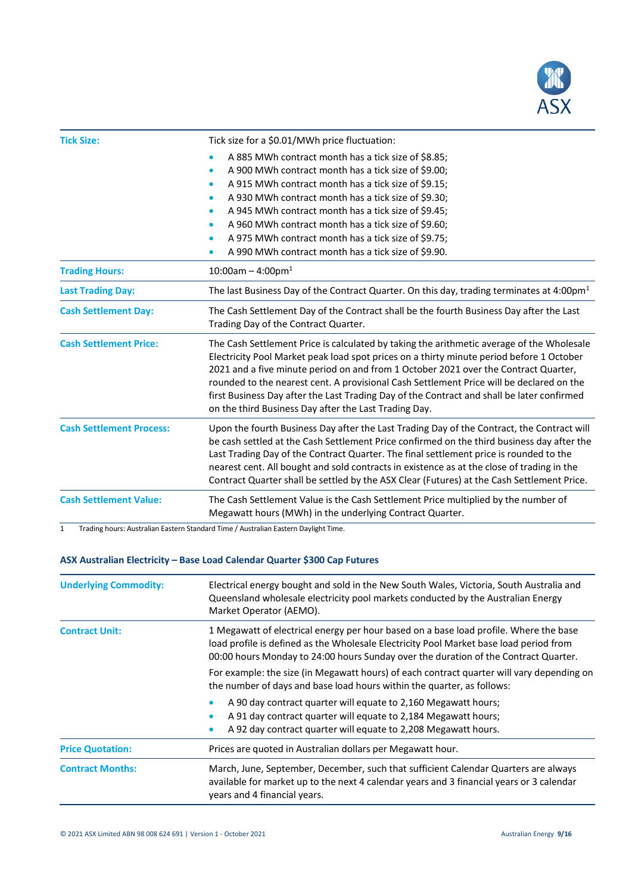| | |
|---|---|
| **Tick Size:** | Tick size for a $0.01/MWh price fluctuation:<br>• A 885 MWh contract month has a tick size of $8.85;<br>• A 900 MWh contract month has a tick size of $9.00;<br>• A 915 MWh contract month has a tick size of $9.15;<br>• A 930 MWh contract month has a tick size of $9.30;<br>• A 945 MWh contract month has a tick size of $9.45;<br>• A 960 MWh contract month has a tick size of $9.60;<br>• A 975 MWh contract month has a tick size of $9.75;<br>• A 990 MWh contract month has a tick size of $9.90. |
| **Trading Hours:** | 10:00am – 4:00pm[1] |
| **Last Trading Day:** | The last Business Day of the Contract Quarter. On this day, trading terminates at 4:00pm[1] |
| **Cash Settlement Day:** | The Cash Settlement Day of the Contract shall be the fourth Business Day after the Last Trading Day of the Contract Quarter. |
| **Cash Settlement Price:** | The Cash Settlement Price is calculated by taking the arithmetic average of the Wholesale Electricity Pool Market peak load spot prices on a thirty minute period before 1 October 2021 and a five minute period on and from 1 October 2021 over the Contract Quarter, rounded to the nearest cent. A provisional Cash Settlement Price will be declared on the first Business Day after the Last Trading Day of the Contract and shall be later confirmed on the third Business Day after the Last Trading Day. |
| **Cash Settlement Process:** | Upon the fourth Business Day after the Last Trading Day of the Contract, the Contract will be cash settled at the Cash Settlement Price confirmed on the third business day after the Last Trading Day of the Contract Quarter. The final settlement price is rounded to the nearest cent. All bought and sold contracts in existence as at the close of trading in the Contract Quarter shall be settled by the ASX Clear (Futures) at the Cash Settlement Price. |
| **Cash Settlement Value:** | The Cash Settlement Value is the Cash Settlement Price multiplied by the number of Megawatt hours (MWh) in the underlying Contract Quarter. |

1 Trading hours: Australian Eastern Standard Time / Australian Eastern Daylight Time.

### ASX Australian Electricity – Base Load Calendar Quarter $300 Cap Futures

| | |
|---|---|
| **Underlying Commodity:** | Electrical energy bought and sold in the New South Wales, Victoria, South Australia and Queensland wholesale electricity pool markets conducted by the Australian Energy Market Operator (AEMO). |
| **Contract Unit:** | 1 Megawatt of electrical energy per hour based on a base load profile. Where the base load profile is defined as the Wholesale Electricity Pool Market base load period from 00:00 hours Monday to 24:00 hours Sunday over the duration of the Contract Quarter.<br>For example: the size (in Megawatt hours) of each contract quarter will vary depending on the number of days and base load hours within the quarter, as follows:<br>• A 90 day contract quarter will equate to 2,160 Megawatt hours;<br>• A 91 day contract quarter will equate to 2,184 Megawatt hours;<br>• A 92 day contract quarter will equate to 2,208 Megawatt hours. |
| **Price Quotation:** | Prices are quoted in Australian dollars per Megawatt hour. |
| **Contract Months:** | March, June, September, December, such that sufficient Calendar Quarters are always available for market up to the next 4 calendar years and 3 financial years or 3 calendar years and 4 financial years. |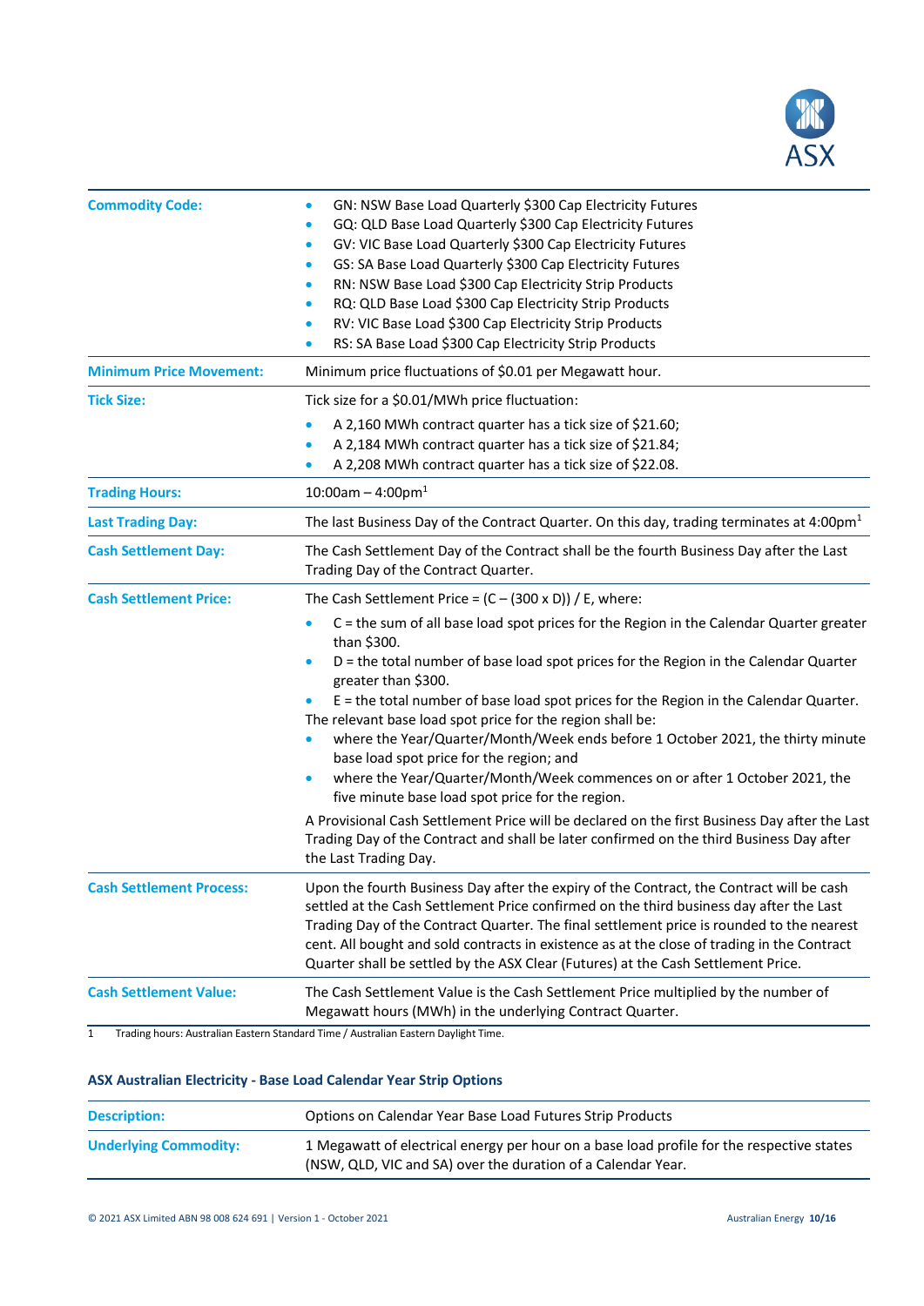| | |
|---|---|
| **Commodity Code:** | • GN: NSW Base Load Quarterly $300 Cap Electricity Futures<br>• GQ: QLD Base Load Quarterly $300 Cap Electricity Futures<br>• GV: VIC Base Load Quarterly $300 Cap Electricity Futures<br>• GS: SA Base Load Quarterly $300 Cap Electricity Futures<br>• RN: NSW Base Load $300 Cap Electricity Strip Products<br>• RQ: QLD Base Load $300 Cap Electricity Strip Products<br>• RV: VIC Base Load $300 Cap Electricity Strip Products<br>• RS: SA Base Load $300 Cap Electricity Strip Products |
| **Minimum Price Movement:** | Minimum price fluctuations of $0.01 per Megawatt hour. |
| **Tick Size:** | Tick size for a $0.01/MWh price fluctuation:<br>• A 2,160 MWh contract quarter has a tick size of $21.60;<br>• A 2,184 MWh contract quarter has a tick size of $21.84;<br>• A 2,208 MWh contract quarter has a tick size of $22.08. |
| **Trading Hours:** | 10:00am – 4:00pm[1] |
| **Last Trading Day:** | The last Business Day of the Contract Quarter. On this day, trading terminates at 4:00pm[1] |
| **Cash Settlement Day:** | The Cash Settlement Day of the Contract shall be the fourth Business Day after the Last Trading Day of the Contract Quarter. |
| **Cash Settlement Price:** | The Cash Settlement Price = (C – (300 x D)) / E, where:<br>• C = the sum of all base load spot prices for the Region in the Calendar Quarter greater than $300.<br>• D = the total number of base load spot prices for the Region in the Calendar Quarter greater than $300.<br>• E = the total number of base load spot prices for the Region in the Calendar Quarter.<br>The relevant base load spot price for the region shall be:<br>• where the Year/Quarter/Month/Week ends before 1 October 2021, the thirty minute base load spot price for the region; and<br>• where the Year/Quarter/Month/Week commences on or after 1 October 2021, the five minute base load spot price for the region.<br>A Provisional Cash Settlement Price will be declared on the first Business Day after the Last Trading Day of the Contract and shall be later confirmed on the third Business Day after the Last Trading Day. |
| **Cash Settlement Process:** | Upon the fourth Business Day after the expiry of the Contract, the Contract will be cash settled at the Cash Settlement Price confirmed on the third business day after the Last Trading Day of the Contract Quarter. The final settlement price is rounded to the nearest cent. All bought and sold contracts in existence as at the close of trading in the Contract Quarter shall be settled by the ASX Clear (Futures) at the Cash Settlement Price. |
| **Cash Settlement Value:** | The Cash Settlement Value is the Cash Settlement Price multiplied by the number of Megawatt hours (MWh) in the underlying Contract Quarter. |

1 Trading hours: Australian Eastern Standard Time / Australian Eastern Daylight Time.

### ASX Australian Electricity - Base Load Calendar Year Strip Options

| | |
|---|---|
| **Description:** | Options on Calendar Year Base Load Futures Strip Products |
| **Underlying Commodity:** | 1 Megawatt of electrical energy per hour on a base load profile for the respective states (NSW, QLD, VIC and SA) over the duration of a Calendar Year. |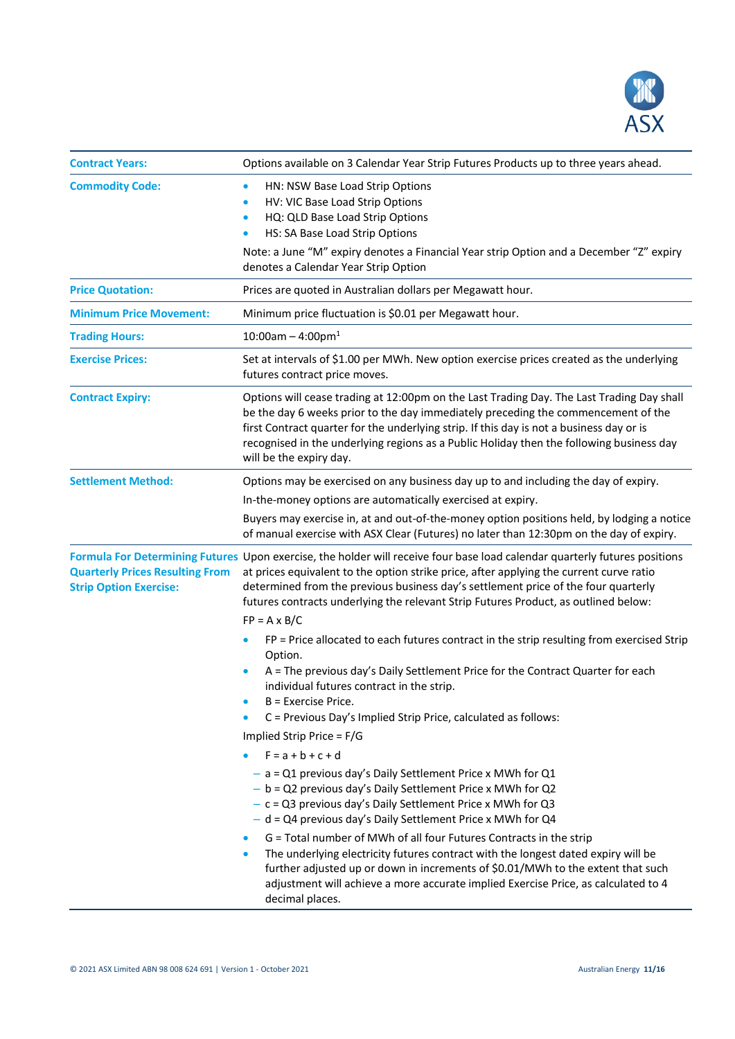| | |
|---|---|
| **Contract Years:** | Options available on 3 Calendar Year Strip Futures Products up to three years ahead. |
| **Commodity Code:** | • HN: NSW Base Load Strip Options<br>• HV: VIC Base Load Strip Options<br>• HQ: QLD Base Load Strip Options<br>• HS: SA Base Load Strip Options<br><br>Note: a June "M" expiry denotes a Financial Year strip Option and a December "Z" expiry denotes a Calendar Year Strip Option |
| **Price Quotation:** | Prices are quoted in Australian dollars per Megawatt hour. |
| **Minimum Price Movement:** | Minimum price fluctuation is $0.01 per Megawatt hour. |
| **Trading Hours:** | 10:00am – 4:00pm[1] |
| **Exercise Prices:** | Set at intervals of $1.00 per MWh. New option exercise prices created as the underlying futures contract price moves. |
| **Contract Expiry:** | Options will cease trading at 12:00pm on the Last Trading Day. The Last Trading Day shall be the day 6 weeks prior to the day immediately preceding the commencement of the first Contract quarter for the underlying strip. If this day is not a business day or is recognised in the underlying regions as a Public Holiday then the following business day will be the expiry day. |
| **Settlement Method:** | Options may be exercised on any business day up to and including the day of expiry.<br><br>In-the-money options are automatically exercised at expiry.<br><br>Buyers may exercise in, at and out-of-the-money option positions held, by lodging a notice of manual exercise with ASX Clear (Futures) no later than 12:30pm on the day of expiry. |
| **Formula For Determining Futures Quarterly Prices Resulting From Strip Option Exercise:** | Upon exercise, the holder will receive four base load calendar quarterly futures positions at prices equivalent to the option strike price, after applying the current curve ratio determined from the previous business day's settlement price of the four quarterly futures contracts underlying the relevant Strip Futures Product, as outlined below:<br><br>$FP = A \times B/C$<br><br>• FP = Price allocated to each futures contract in the strip resulting from exercised Strip Option.<br>• A = The previous day's Daily Settlement Price for the Contract Quarter for each individual futures contract in the strip.<br>• B = Exercise Price.<br>• C = Previous Day's Implied Strip Price, calculated as follows:<br><br>Implied Strip Price = F/G<br><br>• $F = a + b + c + d$<br>  – a = Q1 previous day's Daily Settlement Price x MWh for Q1<br>  – b = Q2 previous day's Daily Settlement Price x MWh for Q2<br>  – c = Q3 previous day's Daily Settlement Price x MWh for Q3<br>  – d = Q4 previous day's Daily Settlement Price x MWh for Q4<br>• G = Total number of MWh of all four Futures Contracts in the strip<br>• The underlying electricity futures contract with the longest dated expiry will be further adjusted up or down in increments of $0.01/MWh to the extent that such adjustment will achieve a more accurate implied Exercise Price, as calculated to 4 decimal places. |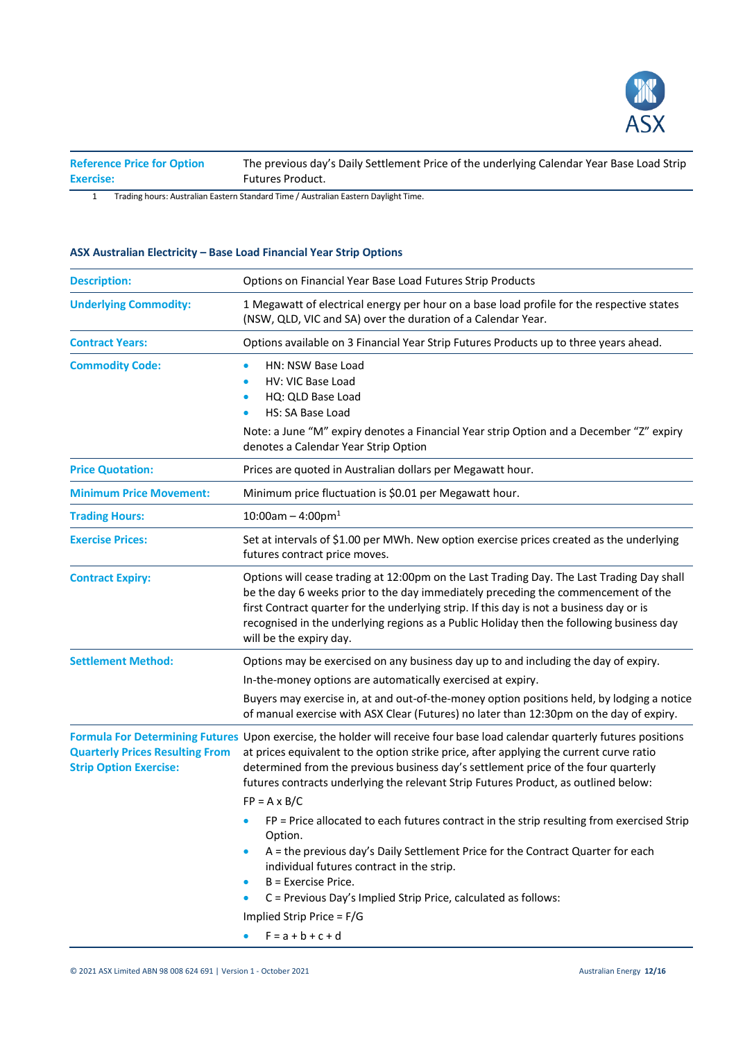| | |
|---|---|
| **Reference Price for Option Exercise:** | The previous day's Daily Settlement Price of the underlying Calendar Year Base Load Strip Futures Product. |

1 Trading hours: Australian Eastern Standard Time / Australian Eastern Daylight Time.

### ASX Australian Electricity – Base Load Financial Year Strip Options

| | |
|---|---|
| **Description:** | Options on Financial Year Base Load Futures Strip Products |
| **Underlying Commodity:** | 1 Megawatt of electrical energy per hour on a base load profile for the respective states (NSW, QLD, VIC and SA) over the duration of a Calendar Year. |
| **Contract Years:** | Options available on 3 Financial Year Strip Futures Products up to three years ahead. |
| **Commodity Code:** | • HN: NSW Base Load<br>• HV: VIC Base Load<br>• HQ: QLD Base Load<br>• HS: SA Base Load<br>Note: a June "M" expiry denotes a Financial Year strip Option and a December "Z" expiry denotes a Calendar Year Strip Option |
| **Price Quotation:** | Prices are quoted in Australian dollars per Megawatt hour. |
| **Minimum Price Movement:** | Minimum price fluctuation is $0.01 per Megawatt hour. |
| **Trading Hours:** | 10:00am – 4:00pm[1] |
| **Exercise Prices:** | Set at intervals of $1.00 per MWh. New option exercise prices created as the underlying futures contract price moves. |
| **Contract Expiry:** | Options will cease trading at 12:00pm on the Last Trading Day. The Last Trading Day shall be the day 6 weeks prior to the day immediately preceding the commencement of the first Contract quarter for the underlying strip. If this day is not a business day or is recognised in the underlying regions as a Public Holiday then the following business day will be the expiry day. |
| **Settlement Method:** | Options may be exercised on any business day up to and including the day of expiry.<br>In-the-money options are automatically exercised at expiry.<br>Buyers may exercise in, at and out-of-the-money option positions held, by lodging a notice of manual exercise with ASX Clear (Futures) no later than 12:30pm on the day of expiry. |
| **Formula For Determining Futures Quarterly Prices Resulting From Strip Option Exercise:** | Upon exercise, the holder will receive four base load calendar quarterly futures positions at prices equivalent to the option strike price, after applying the current curve ratio determined from the previous business day's settlement price of the four quarterly futures contracts underlying the relevant Strip Futures Product, as outlined below:<br>FP = A x B/C<br>• FP = Price allocated to each futures contract in the strip resulting from exercised Strip Option.<br>• A = the previous day's Daily Settlement Price for the Contract Quarter for each individual futures contract in the strip.<br>• B = Exercise Price.<br>• C = Previous Day's Implied Strip Price, calculated as follows:<br>Implied Strip Price = F/G<br>• F = a + b + c + d |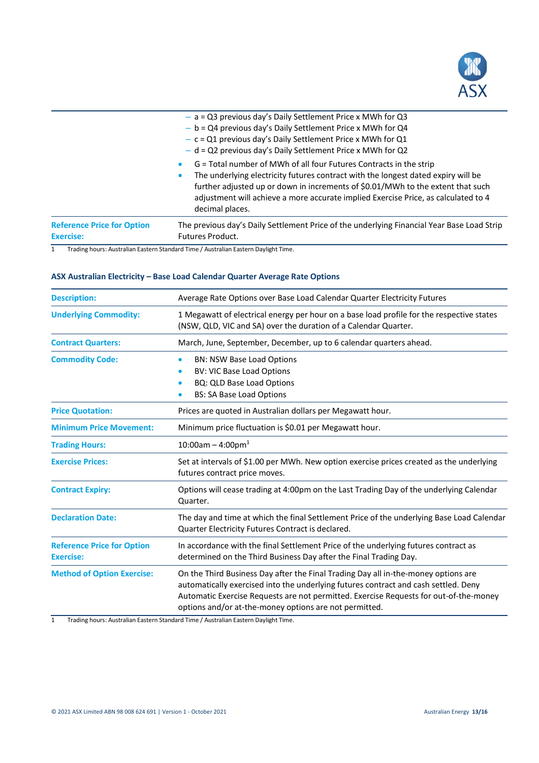| | |
|---|---|
| | – a = Q3 previous day's Daily Settlement Price x MWh for Q3<br>– b = Q4 previous day's Daily Settlement Price x MWh for Q4<br>– c = Q1 previous day's Daily Settlement Price x MWh for Q1<br>– d = Q2 previous day's Daily Settlement Price x MWh for Q2<br>• G = Total number of MWh of all four Futures Contracts in the strip<br>• The underlying electricity futures contract with the longest dated expiry will be further adjusted up or down in increments of $0.01/MWh to the extent that such adjustment will achieve a more accurate implied Exercise Price, as calculated to 4 decimal places. |
| **Reference Price for Option Exercise:** | The previous day's Daily Settlement Price of the underlying Financial Year Base Load Strip Futures Product. |

1 Trading hours: Australian Eastern Standard Time / Australian Eastern Daylight Time.

### ASX Australian Electricity – Base Load Calendar Quarter Average Rate Options

| | |
|---|---|
| **Description:** | Average Rate Options over Base Load Calendar Quarter Electricity Futures |
| **Underlying Commodity:** | 1 Megawatt of electrical energy per hour on a base load profile for the respective states (NSW, QLD, VIC and SA) over the duration of a Calendar Quarter. |
| **Contract Quarters:** | March, June, September, December, up to 6 calendar quarters ahead. |
| **Commodity Code:** | • BN: NSW Base Load Options<br>• BV: VIC Base Load Options<br>• BQ: QLD Base Load Options<br>• BS: SA Base Load Options |
| **Price Quotation:** | Prices are quoted in Australian dollars per Megawatt hour. |
| **Minimum Price Movement:** | Minimum price fluctuation is $0.01 per Megawatt hour. |
| **Trading Hours:** | 10:00am – 4:00pm[1] |
| **Exercise Prices:** | Set at intervals of $1.00 per MWh. New option exercise prices created as the underlying futures contract price moves. |
| **Contract Expiry:** | Options will cease trading at 4:00pm on the Last Trading Day of the underlying Calendar Quarter. |
| **Declaration Date:** | The day and time at which the final Settlement Price of the underlying Base Load Calendar Quarter Electricity Futures Contract is declared. |
| **Reference Price for Option Exercise:** | In accordance with the final Settlement Price of the underlying futures contract as determined on the Third Business Day after the Final Trading Day. |
| **Method of Option Exercise:** | On the Third Business Day after the Final Trading Day all in-the-money options are automatically exercised into the underlying futures contract and cash settled. Deny Automatic Exercise Requests are not permitted. Exercise Requests for out-of-the-money options and/or at-the-money options are not permitted. |

1 Trading hours: Australian Eastern Standard Time / Australian Eastern Daylight Time.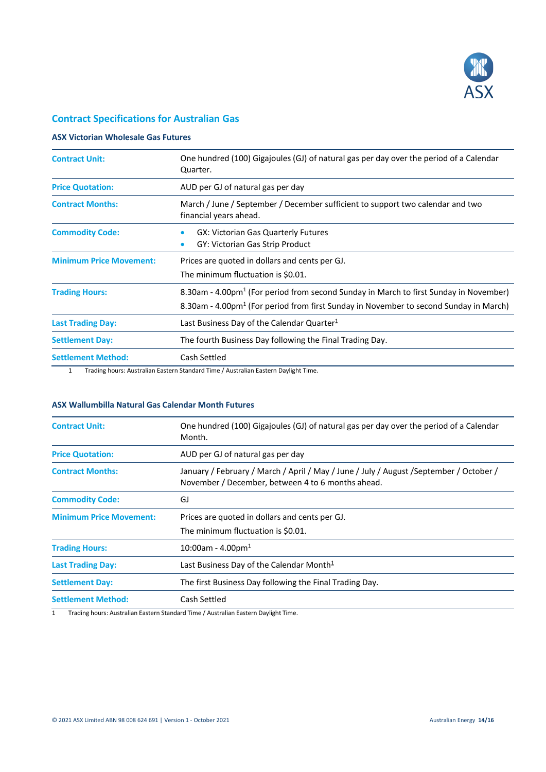## Contract Specifications for Australian Gas

### ASX Victorian Wholesale Gas Futures

| | |
|---|---|
| **Contract Unit:** | One hundred (100) Gigajoules (GJ) of natural gas per day over the period of a Calendar Quarter. |
| **Price Quotation:** | AUD per GJ of natural gas per day |
| **Contract Months:** | March / June / September / December sufficient to support two calendar and two financial years ahead. |
| **Commodity Code:** | • GX: Victorian Gas Quarterly Futures<br>• GY: Victorian Gas Strip Product |
| **Minimum Price Movement:** | Prices are quoted in dollars and cents per GJ.<br>The minimum fluctuation is $0.01. |
| **Trading Hours:** | 8.30am - 4.00pm[1] (For period from second Sunday in March to first Sunday in November)<br>8.30am - 4.00pm[1] (For period from first Sunday in November to second Sunday in March) |
| **Last Trading Day:** | Last Business Day of the Calendar Quarter[1] |
| **Settlement Day:** | The fourth Business Day following the Final Trading Day. |
| **Settlement Method:** | Cash Settled |

1 Trading hours: Australian Eastern Standard Time / Australian Eastern Daylight Time.

### ASX Wallumbilla Natural Gas Calendar Month Futures

| | |
|---|---|
| **Contract Unit:** | One hundred (100) Gigajoules (GJ) of natural gas per day over the period of a Calendar Month. |
| **Price Quotation:** | AUD per GJ of natural gas per day |
| **Contract Months:** | January / February / March / April / May / June / July / August /September / October / November / December, between 4 to 6 months ahead. |
| **Commodity Code:** | GJ |
| **Minimum Price Movement:** | Prices are quoted in dollars and cents per GJ.<br>The minimum fluctuation is $0.01. |
| **Trading Hours:** | 10:00am - 4.00pm[1] |
| **Last Trading Day:** | Last Business Day of the Calendar Month[1] |
| **Settlement Day:** | The first Business Day following the Final Trading Day. |
| **Settlement Method:** | Cash Settled |

1 Trading hours: Australian Eastern Standard Time / Australian Eastern Daylight Time.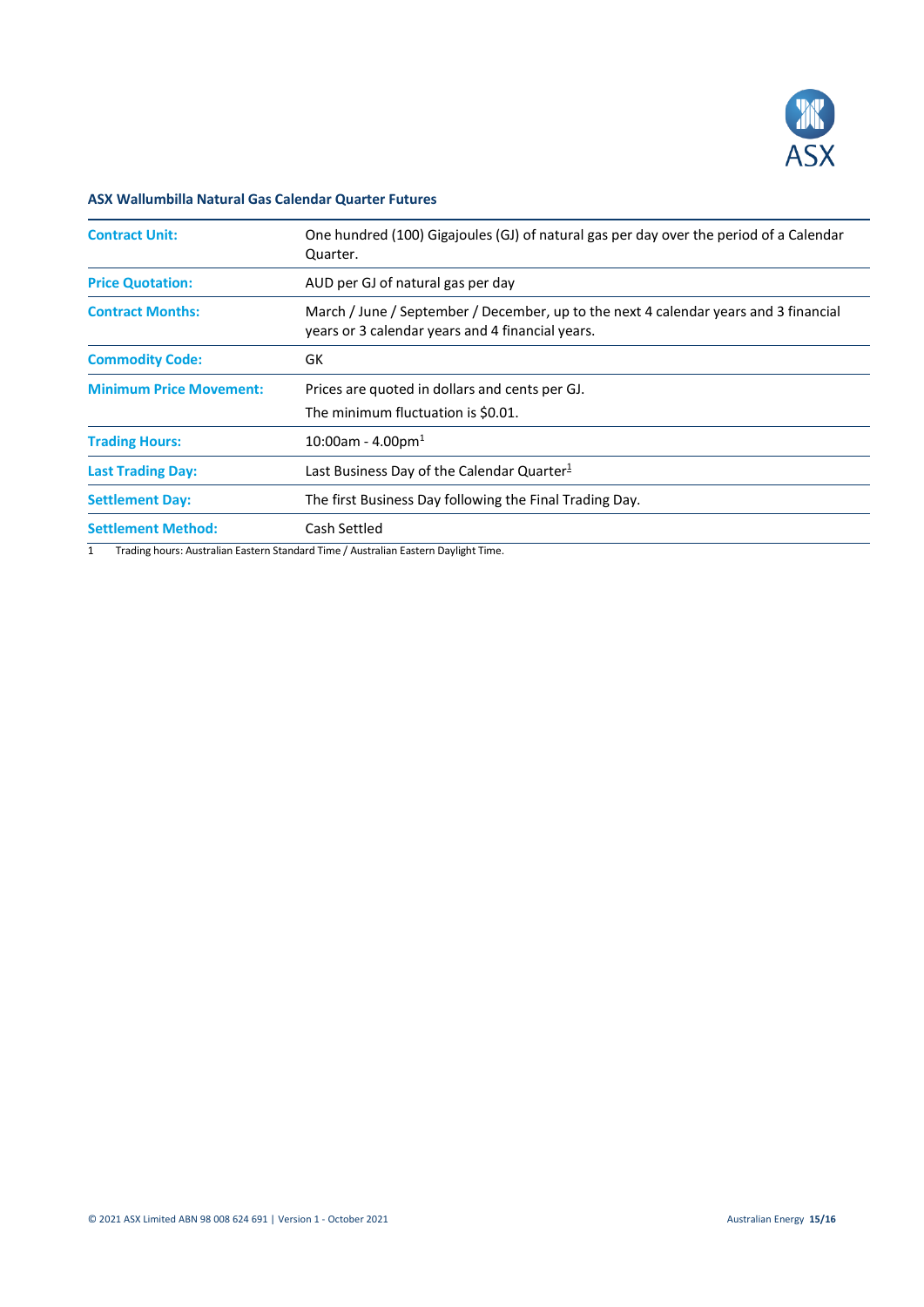### ASX Wallumbilla Natural Gas Calendar Quarter Futures

| | |
|---|---|
| **Contract Unit:** | One hundred (100) Gigajoules (GJ) of natural gas per day over the period of a Calendar Quarter. |
| **Price Quotation:** | AUD per GJ of natural gas per day |
| **Contract Months:** | March / June / September / December, up to the next 4 calendar years and 3 financial years or 3 calendar years and 4 financial years. |
| **Commodity Code:** | GK |
| **Minimum Price Movement:** | Prices are quoted in dollars and cents per GJ. The minimum fluctuation is $0.01. |
| **Trading Hours:** | 10:00am - 4.00pm[1] |
| **Last Trading Day:** | Last Business Day of the Calendar Quarter[1] |
| **Settlement Day:** | The first Business Day following the Final Trading Day. |
| **Settlement Method:** | Cash Settled |

1 Trading hours: Australian Eastern Standard Time / Australian Eastern Daylight Time.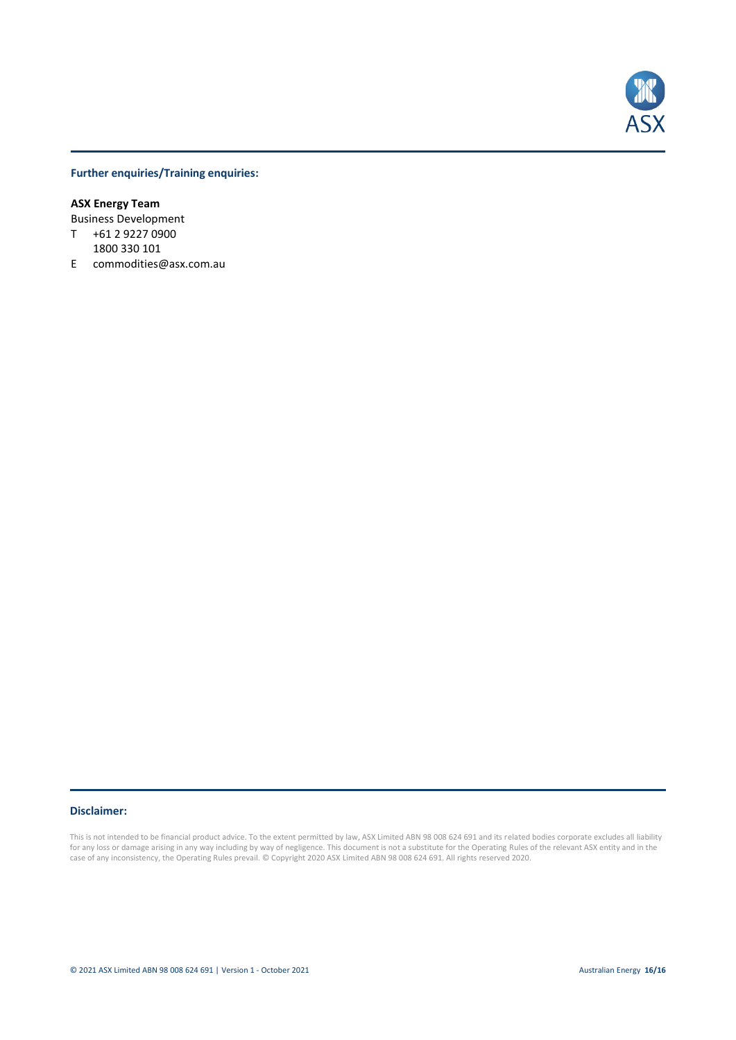**Further enquiries/Training enquiries:**

**ASX Energy Team**

Business Development

T +61 2 9227 0900
  1800 330 101

E commodities@asx.com.au

**Disclaimer:**

This is not intended to be financial product advice. To the extent permitted by law, ASX Limited ABN 98 008 624 691 and its related bodies corporate excludes all liability for any loss or damage arising in any way including by way of negligence. This document is not a substitute for the Operating Rules of the relevant ASX entity and in the case of any inconsistency, the Operating Rules prevail. © Copyright 2020 ASX Limited ABN 98 008 624 691. All rights reserved 2020.